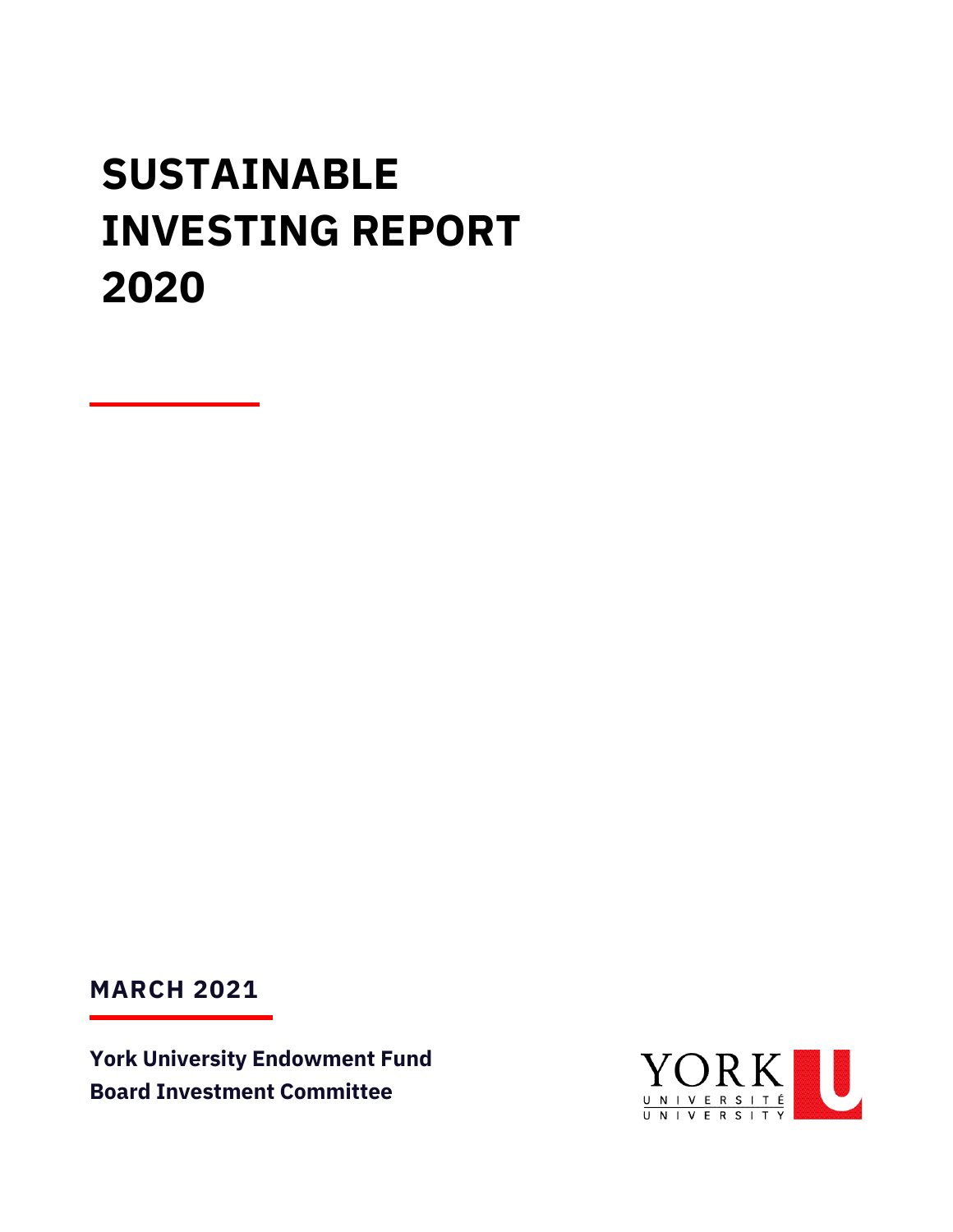# SUSTAINABLE INVESTING REPORT 2020

**MARCH 2021**

**York University Endowment Fund**
**Board Investment Committee**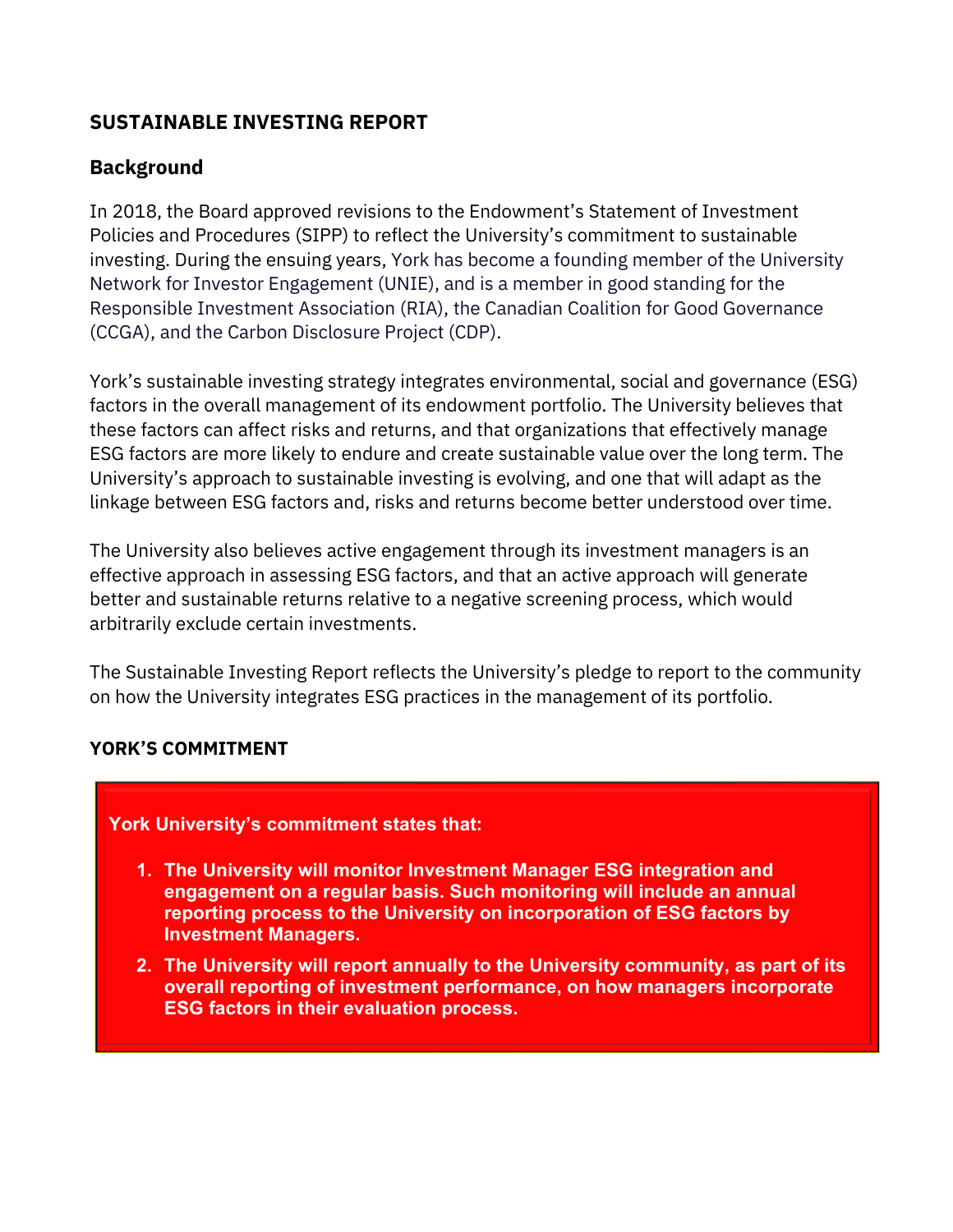## SUSTAINABLE INVESTING REPORT

### Background

In 2018, the Board approved revisions to the Endowment's Statement of Investment Policies and Procedures (SIPP) to reflect the University's commitment to sustainable investing. During the ensuing years, York has become a founding member of the University Network for Investor Engagement (UNIE), and is a member in good standing for the Responsible Investment Association (RIA), the Canadian Coalition for Good Governance (CCGA), and the Carbon Disclosure Project (CDP).

York's sustainable investing strategy integrates environmental, social and governance (ESG) factors in the overall management of its endowment portfolio. The University believes that these factors can affect risks and returns, and that organizations that effectively manage ESG factors are more likely to endure and create sustainable value over the long term. The University's approach to sustainable investing is evolving, and one that will adapt as the linkage between ESG factors and, risks and returns become better understood over time.

The University also believes active engagement through its investment managers is an effective approach in assessing ESG factors, and that an active approach will generate better and sustainable returns relative to a negative screening process, which would arbitrarily exclude certain investments.

The Sustainable Investing Report reflects the University's pledge to report to the community on how the University integrates ESG practices in the management of its portfolio.

## YORK'S COMMITMENT

**York University's commitment states that:**

1. **The University will monitor Investment Manager ESG integration and engagement on a regular basis. Such monitoring will include an annual reporting process to the University on incorporation of ESG factors by Investment Managers.**
2. **The University will report annually to the University community, as part of its overall reporting of investment performance, on how managers incorporate ESG factors in their evaluation process.**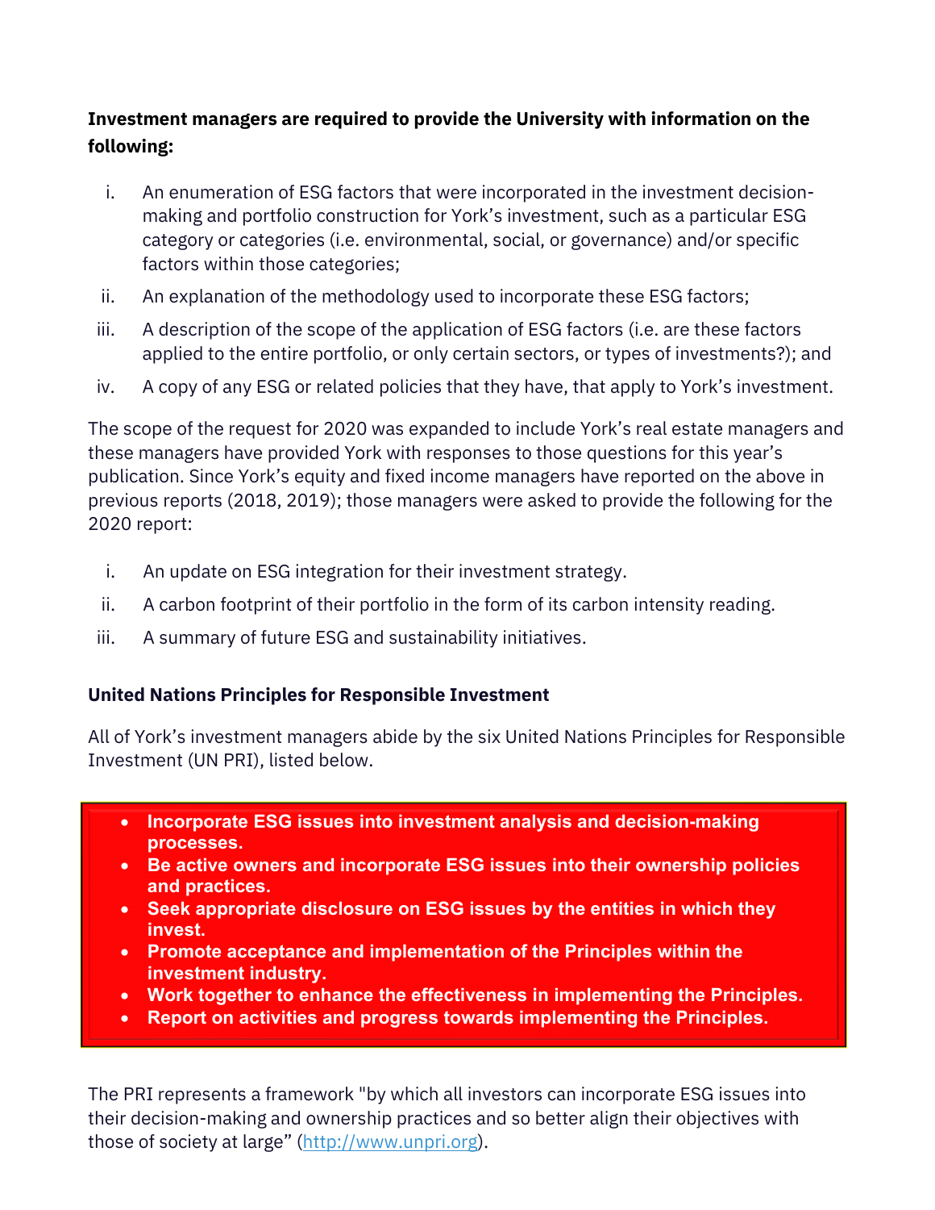**Investment managers are required to provide the University with information on the following:**

i. An enumeration of ESG factors that were incorporated in the investment decision-making and portfolio construction for York's investment, such as a particular ESG category or categories (i.e. environmental, social, or governance) and/or specific factors within those categories;
ii. An explanation of the methodology used to incorporate these ESG factors;
iii. A description of the scope of the application of ESG factors (i.e. are these factors applied to the entire portfolio, or only certain sectors, or types of investments?); and
iv. A copy of any ESG or related policies that they have, that apply to York's investment.

The scope of the request for 2020 was expanded to include York's real estate managers and these managers have provided York with responses to those questions for this year's publication. Since York's equity and fixed income managers have reported on the above in previous reports (2018, 2019); those managers were asked to provide the following for the 2020 report:

i. An update on ESG integration for their investment strategy.
ii. A carbon footprint of their portfolio in the form of its carbon intensity reading.
iii. A summary of future ESG and sustainability initiatives.

### United Nations Principles for Responsible Investment

All of York's investment managers abide by the six United Nations Principles for Responsible Investment (UN PRI), listed below.

- **Incorporate ESG issues into investment analysis and decision-making processes.**
- **Be active owners and incorporate ESG issues into their ownership policies and practices.**
- **Seek appropriate disclosure on ESG issues by the entities in which they invest.**
- **Promote acceptance and implementation of the Principles within the investment industry.**
- **Work together to enhance the effectiveness in implementing the Principles.**
- **Report on activities and progress towards implementing the Principles.**

The PRI represents a framework "by which all investors can incorporate ESG issues into their decision-making and ownership practices and so better align their objectives with those of society at large" (http://www.unpri.org).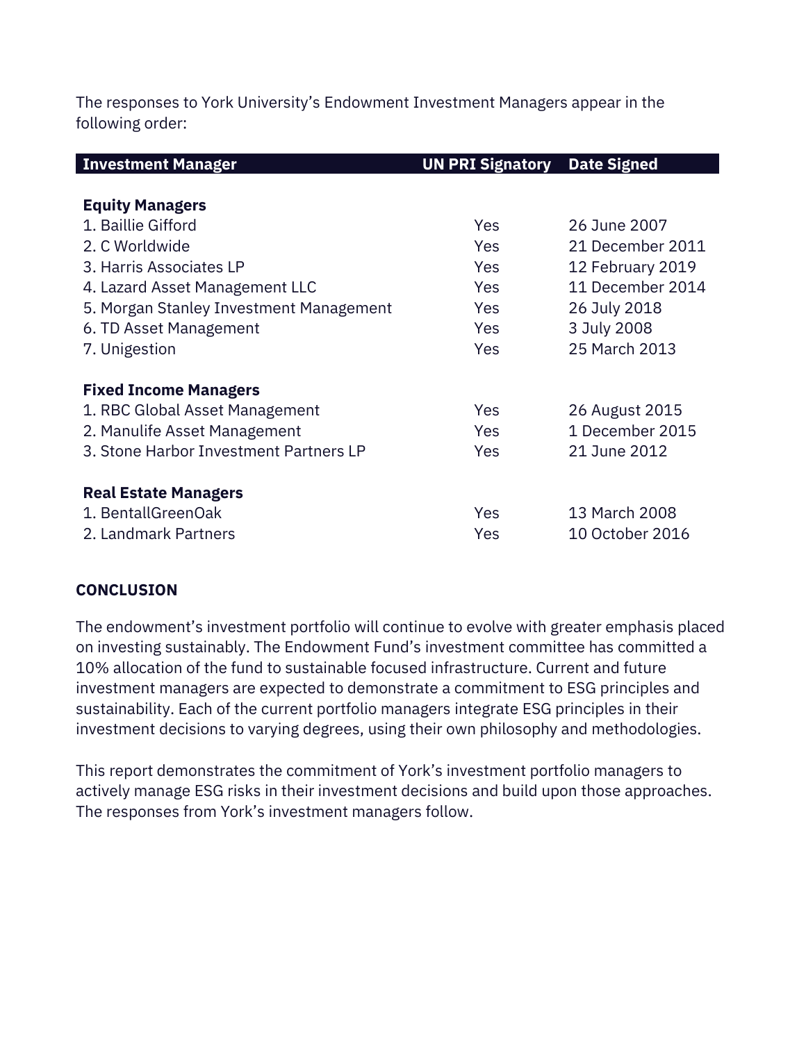The responses to York University's Endowment Investment Managers appear in the following order:

| Investment Manager | UN PRI Signatory | Date Signed |
| --- | --- | --- |
| **Equity Managers** | | |
| 1. Baillie Gifford | Yes | 26 June 2007 |
| 2. C Worldwide | Yes | 21 December 2011 |
| 3. Harris Associates LP | Yes | 12 February 2019 |
| 4. Lazard Asset Management LLC | Yes | 11 December 2014 |
| 5. Morgan Stanley Investment Management | Yes | 26 July 2018 |
| 6. TD Asset Management | Yes | 3 July 2008 |
| 7. Unigestion | Yes | 25 March 2013 |
| **Fixed Income Managers** | | |
| 1. RBC Global Asset Management | Yes | 26 August 2015 |
| 2. Manulife Asset Management | Yes | 1 December 2015 |
| 3. Stone Harbor Investment Partners LP | Yes | 21 June 2012 |
| **Real Estate Managers** | | |
| 1. BentallGreenOak | Yes | 13 March 2008 |
| 2. Landmark Partners | Yes | 10 October 2016 |

## CONCLUSION

The endowment's investment portfolio will continue to evolve with greater emphasis placed on investing sustainably. The Endowment Fund's investment committee has committed a 10% allocation of the fund to sustainable focused infrastructure. Current and future investment managers are expected to demonstrate a commitment to ESG principles and sustainability. Each of the current portfolio managers integrate ESG principles in their investment decisions to varying degrees, using their own philosophy and methodologies.

This report demonstrates the commitment of York's investment portfolio managers to actively manage ESG risks in their investment decisions and build upon those approaches. The responses from York's investment managers follow.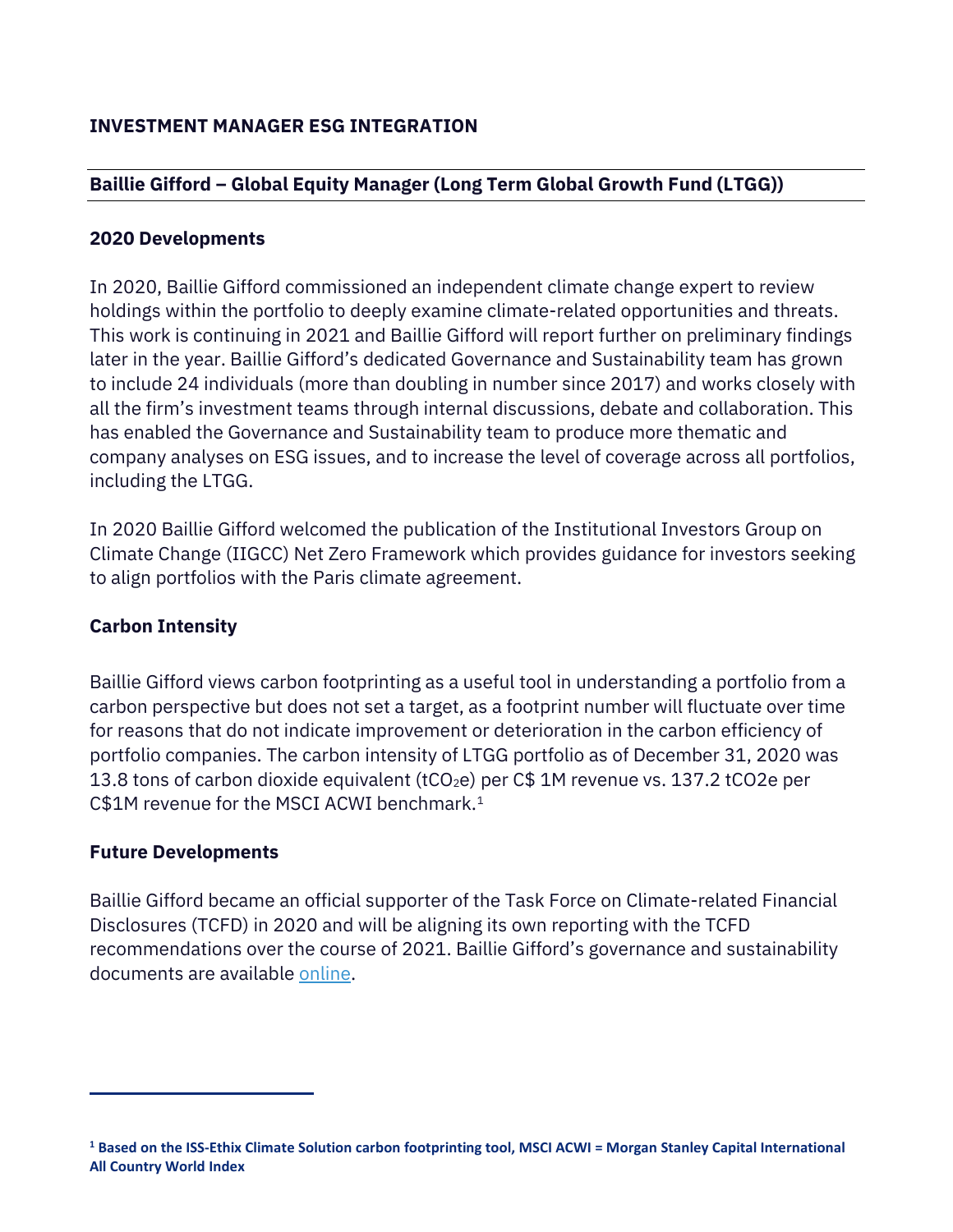**INVESTMENT MANAGER ESG INTEGRATION**

**Baillie Gifford – Global Equity Manager (Long Term Global Growth Fund (LTGG))**

**2020 Developments**

In 2020, Baillie Gifford commissioned an independent climate change expert to review holdings within the portfolio to deeply examine climate-related opportunities and threats. This work is continuing in 2021 and Baillie Gifford will report further on preliminary findings later in the year. Baillie Gifford's dedicated Governance and Sustainability team has grown to include 24 individuals (more than doubling in number since 2017) and works closely with all the firm's investment teams through internal discussions, debate and collaboration. This has enabled the Governance and Sustainability team to produce more thematic and company analyses on ESG issues, and to increase the level of coverage across all portfolios, including the LTGG.

In 2020 Baillie Gifford welcomed the publication of the Institutional Investors Group on Climate Change (IIGCC) Net Zero Framework which provides guidance for investors seeking to align portfolios with the Paris climate agreement.

**Carbon Intensity**

Baillie Gifford views carbon footprinting as a useful tool in understanding a portfolio from a carbon perspective but does not set a target, as a footprint number will fluctuate over time for reasons that do not indicate improvement or deterioration in the carbon efficiency of portfolio companies. The carbon intensity of LTGG portfolio as of December 31, 2020 was 13.8 tons of carbon dioxide equivalent ($tCO_2e$) per C$ 1M revenue vs. 137.2 tCO2e per C$1M revenue for the MSCI ACWI benchmark.[1]

**Future Developments**

Baillie Gifford became an official supporter of the Task Force on Climate-related Financial Disclosures (TCFD) in 2020 and will be aligning its own reporting with the TCFD recommendations over the course of 2021. Baillie Gifford's governance and sustainability documents are available online.

---

[1] **Based on the ISS-Ethix Climate Solution carbon footprinting tool, MSCI ACWI = Morgan Stanley Capital International All Country World Index**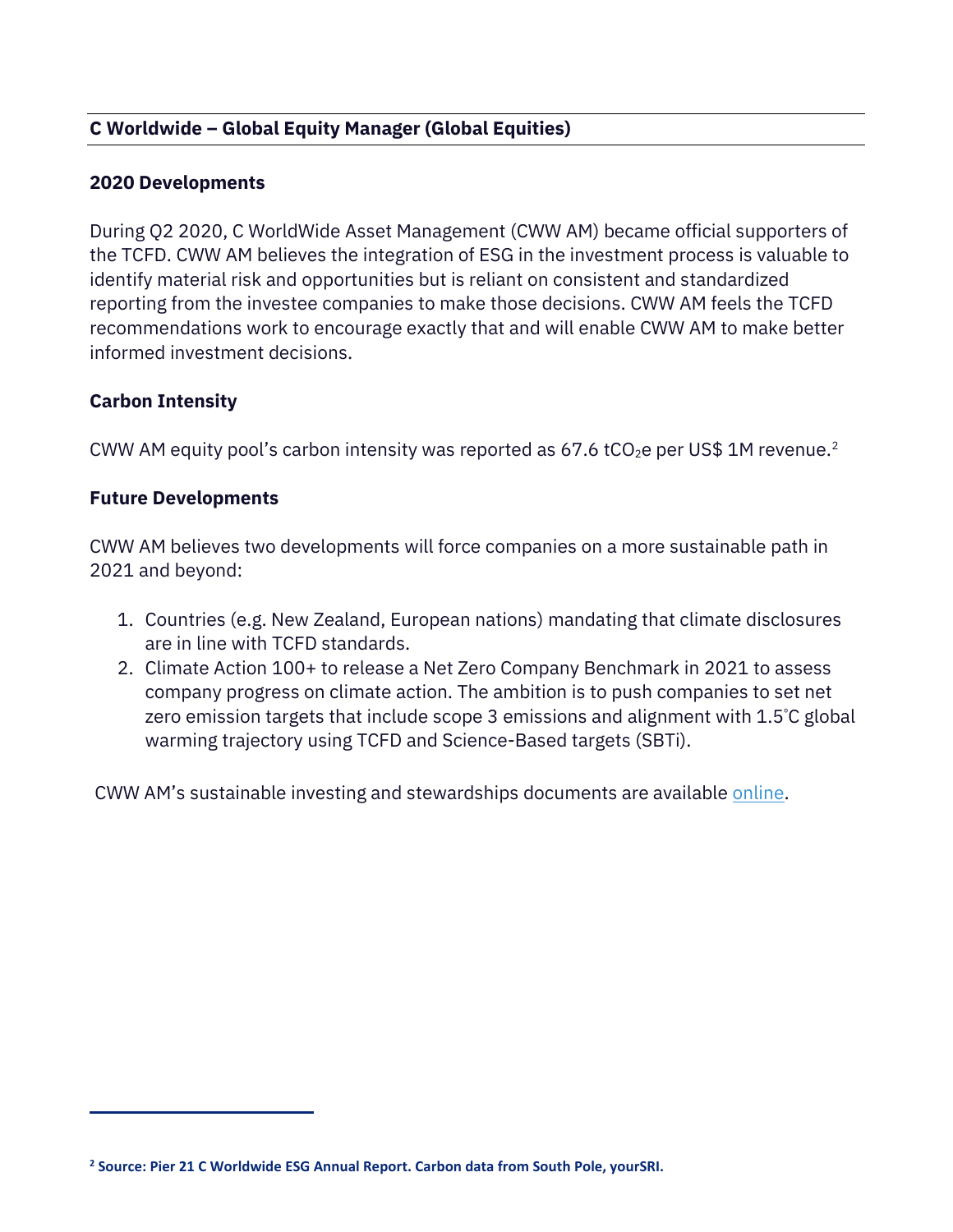## C Worldwide – Global Equity Manager (Global Equities)

### 2020 Developments

During Q2 2020, C WorldWide Asset Management (CWW AM) became official supporters of the TCFD. CWW AM believes the integration of ESG in the investment process is valuable to identify material risk and opportunities but is reliant on consistent and standardized reporting from the investee companies to make those decisions. CWW AM feels the TCFD recommendations work to encourage exactly that and will enable CWW AM to make better informed investment decisions.

### Carbon Intensity

CWW AM equity pool's carbon intensity was reported as 67.6 $tCO_2e$ per US$ 1M revenue.[2]

### Future Developments

CWW AM believes two developments will force companies on a more sustainable path in 2021 and beyond:

1. Countries (e.g. New Zealand, European nations) mandating that climate disclosures are in line with TCFD standards.
2. Climate Action 100+ to release a Net Zero Company Benchmark in 2021 to assess company progress on climate action. The ambition is to push companies to set net zero emission targets that include scope 3 emissions and alignment with 1.5°C global warming trajectory using TCFD and Science-Based targets (SBTi).

CWW AM's sustainable investing and stewardships documents are available online.

---

[2] **Source: Pier 21 C Worldwide ESG Annual Report. Carbon data from South Pole, yourSRI.**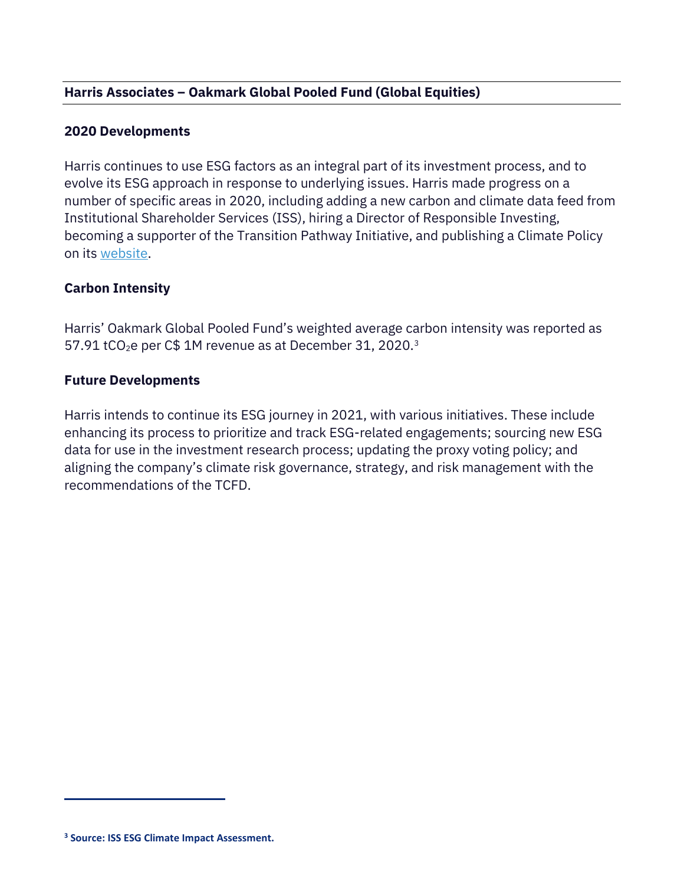## Harris Associates – Oakmark Global Pooled Fund (Global Equities)

### 2020 Developments

Harris continues to use ESG factors as an integral part of its investment process, and to evolve its ESG approach in response to underlying issues. Harris made progress on a number of specific areas in 2020, including adding a new carbon and climate data feed from Institutional Shareholder Services (ISS), hiring a Director of Responsible Investing, becoming a supporter of the Transition Pathway Initiative, and publishing a Climate Policy on its website.

### Carbon Intensity

Harris' Oakmark Global Pooled Fund's weighted average carbon intensity was reported as 57.91 $tCO_2e$ per C$ 1M revenue as at December 31, 2020.[3]

### Future Developments

Harris intends to continue its ESG journey in 2021, with various initiatives. These include enhancing its process to prioritize and track ESG-related engagements; sourcing new ESG data for use in the investment research process; updating the proxy voting policy; and aligning the company's climate risk governance, strategy, and risk management with the recommendations of the TCFD.

---

[3] **Source: ISS ESG Climate Impact Assessment.**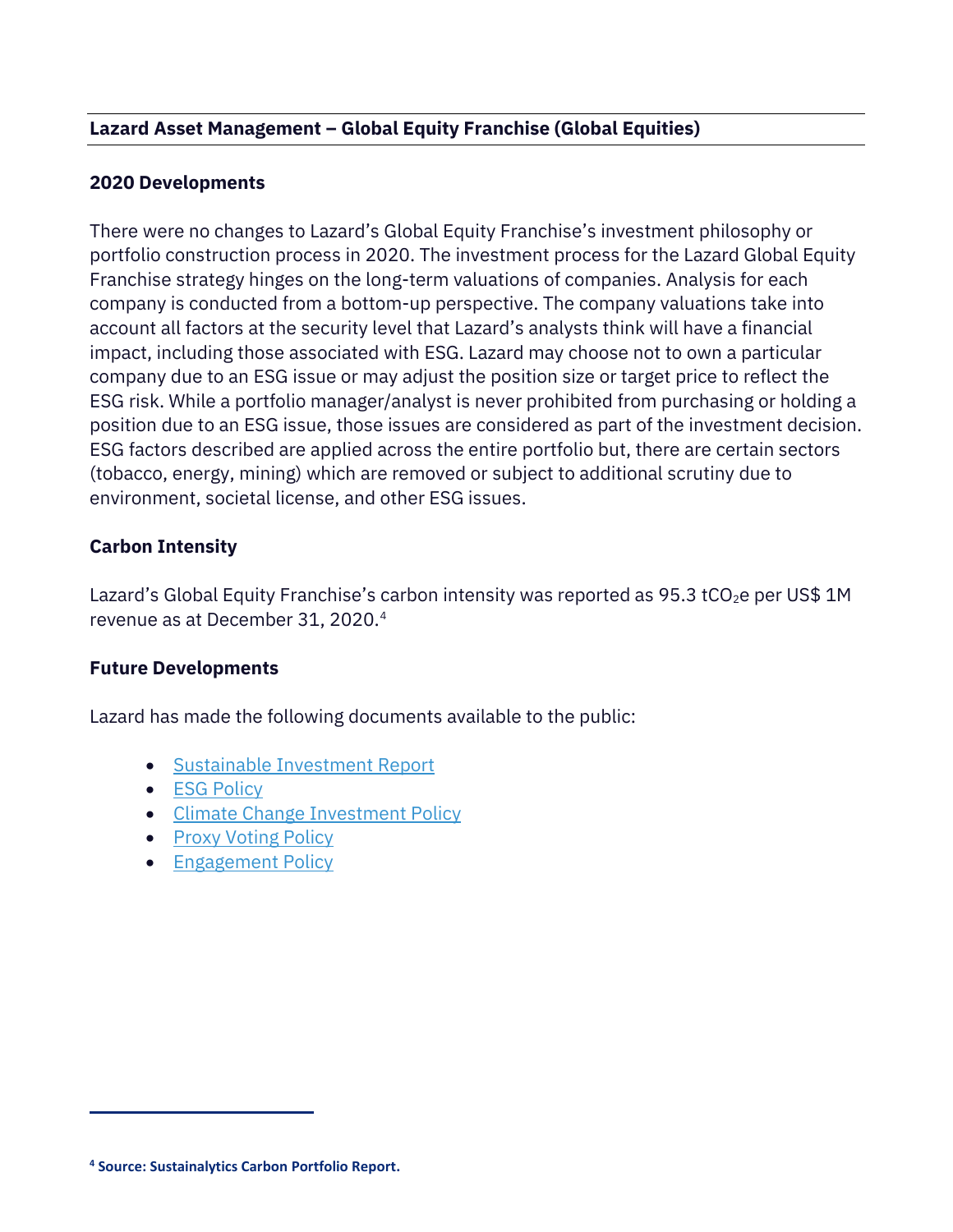**Lazard Asset Management – Global Equity Franchise (Global Equities)**

**2020 Developments**

There were no changes to Lazard's Global Equity Franchise's investment philosophy or portfolio construction process in 2020. The investment process for the Lazard Global Equity Franchise strategy hinges on the long-term valuations of companies. Analysis for each company is conducted from a bottom-up perspective. The company valuations take into account all factors at the security level that Lazard's analysts think will have a financial impact, including those associated with ESG. Lazard may choose not to own a particular company due to an ESG issue or may adjust the position size or target price to reflect the ESG risk. While a portfolio manager/analyst is never prohibited from purchasing or holding a position due to an ESG issue, those issues are considered as part of the investment decision. ESG factors described are applied across the entire portfolio but, there are certain sectors (tobacco, energy, mining) which are removed or subject to additional scrutiny due to environment, societal license, and other ESG issues.

**Carbon Intensity**

Lazard's Global Equity Franchise's carbon intensity was reported as 95.3 $tCO_2e$ per US$ 1M revenue as at December 31, 2020.[4]

**Future Developments**

Lazard has made the following documents available to the public:

- Sustainable Investment Report
- ESG Policy
- Climate Change Investment Policy
- Proxy Voting Policy
- Engagement Policy

[4] **Source: Sustainalytics Carbon Portfolio Report.**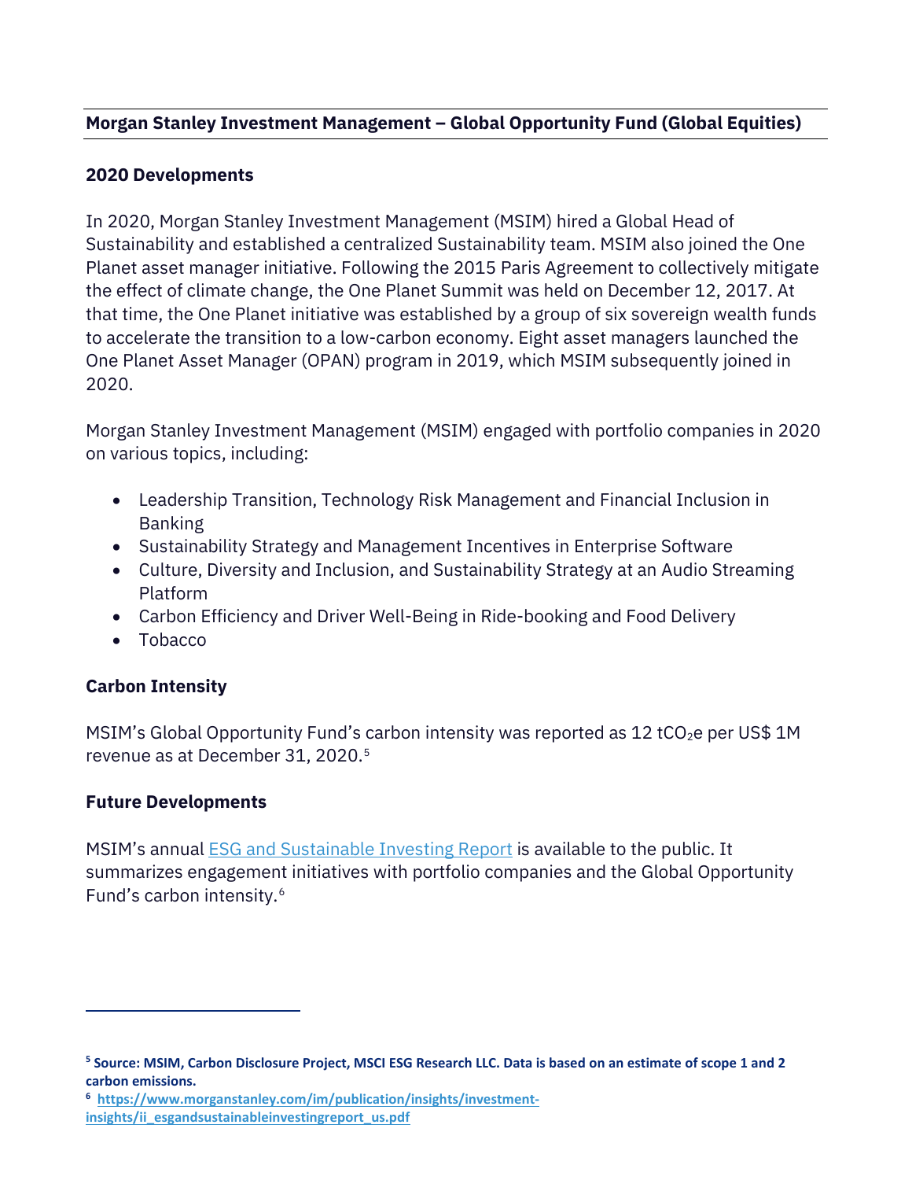## Morgan Stanley Investment Management – Global Opportunity Fund (Global Equities)

### 2020 Developments

In 2020, Morgan Stanley Investment Management (MSIM) hired a Global Head of Sustainability and established a centralized Sustainability team. MSIM also joined the One Planet asset manager initiative. Following the 2015 Paris Agreement to collectively mitigate the effect of climate change, the One Planet Summit was held on December 12, 2017. At that time, the One Planet initiative was established by a group of six sovereign wealth funds to accelerate the transition to a low-carbon economy. Eight asset managers launched the One Planet Asset Manager (OPAN) program in 2019, which MSIM subsequently joined in 2020.

Morgan Stanley Investment Management (MSIM) engaged with portfolio companies in 2020 on various topics, including:

- Leadership Transition, Technology Risk Management and Financial Inclusion in Banking
- Sustainability Strategy and Management Incentives in Enterprise Software
- Culture, Diversity and Inclusion, and Sustainability Strategy at an Audio Streaming Platform
- Carbon Efficiency and Driver Well-Being in Ride-booking and Food Delivery
- Tobacco

### Carbon Intensity

MSIM's Global Opportunity Fund's carbon intensity was reported as 12 $tCO_2e$ per US$ 1M revenue as at December 31, 2020.[5]

### Future Developments

MSIM's annual [ESG and Sustainable Investing Report](https://www.morganstanley.com/im/publication/insights/investment-insights/ii_esgandsustainableinvestingreport_us.pdf) is available to the public. It summarizes engagement initiatives with portfolio companies and the Global Opportunity Fund's carbon intensity.[6]

---

**[5] Source: MSIM, Carbon Disclosure Project, MSCI ESG Research LLC. Data is based on an estimate of scope 1 and 2 carbon emissions.**

**[6] https://www.morganstanley.com/im/publication/insights/investment-insights/ii_esgandsustainableinvestingreport_us.pdf**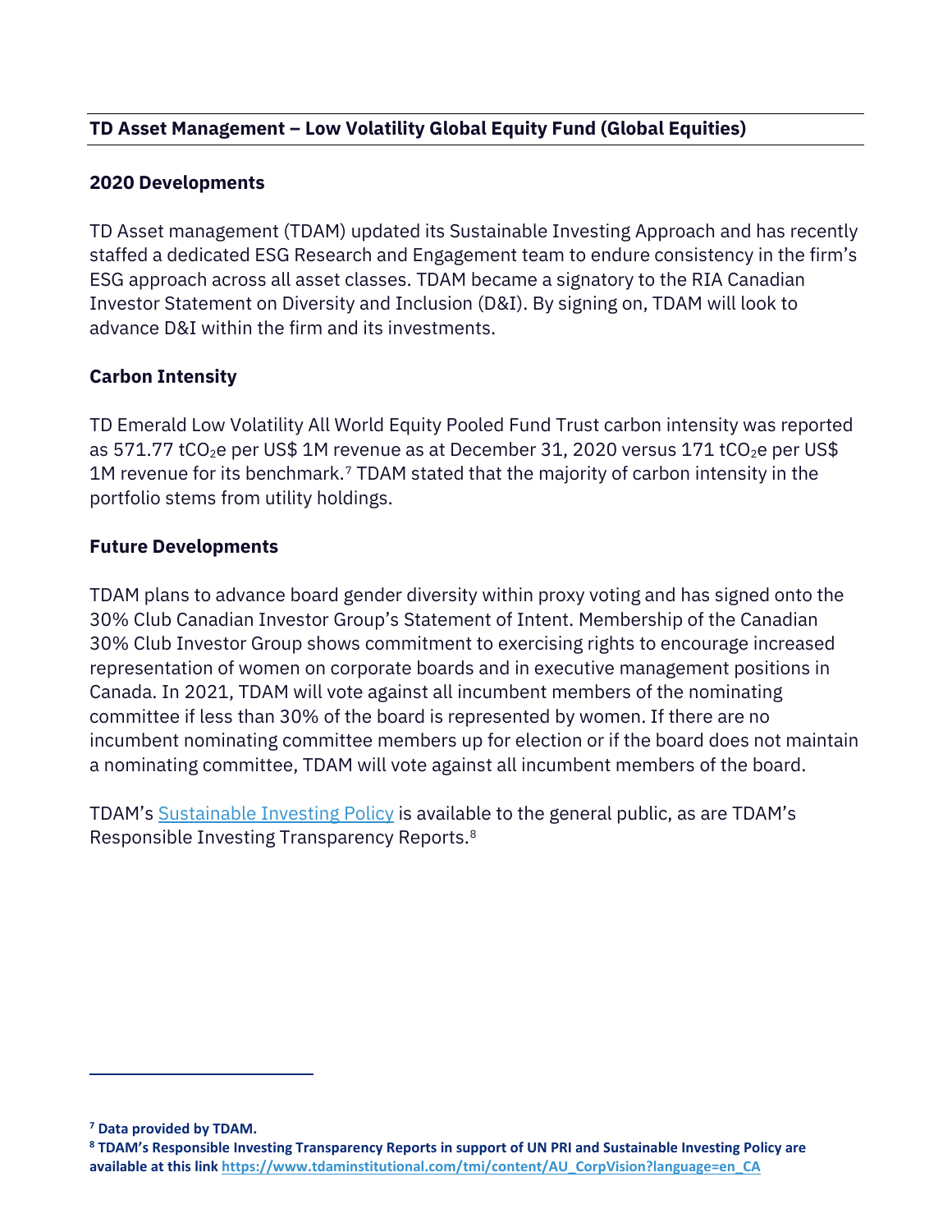**TD Asset Management – Low Volatility Global Equity Fund (Global Equities)**

**2020 Developments**

TD Asset management (TDAM) updated its Sustainable Investing Approach and has recently staffed a dedicated ESG Research and Engagement team to endure consistency in the firm's ESG approach across all asset classes. TDAM became a signatory to the RIA Canadian Investor Statement on Diversity and Inclusion (D&I). By signing on, TDAM will look to advance D&I within the firm and its investments.

**Carbon Intensity**

TD Emerald Low Volatility All World Equity Pooled Fund Trust carbon intensity was reported as 571.77 $tCO_2e$ per US$ 1M revenue as at December 31, 2020 versus 171 $tCO_2e$ per US$ 1M revenue for its benchmark.[7] TDAM stated that the majority of carbon intensity in the portfolio stems from utility holdings.

**Future Developments**

TDAM plans to advance board gender diversity within proxy voting and has signed onto the 30% Club Canadian Investor Group's Statement of Intent. Membership of the Canadian 30% Club Investor Group shows commitment to exercising rights to encourage increased representation of women on corporate boards and in executive management positions in Canada. In 2021, TDAM will vote against all incumbent members of the nominating committee if less than 30% of the board is represented by women. If there are no incumbent nominating committee members up for election or if the board does not maintain a nominating committee, TDAM will vote against all incumbent members of the board.

TDAM's Sustainable Investing Policy is available to the general public, as are TDAM's Responsible Investing Transparency Reports.[8]

---

**[7] Data provided by TDAM.**

**[8] TDAM's Responsible Investing Transparency Reports in support of UN PRI and Sustainable Investing Policy are available at this link https://www.tdaminstitutional.com/tmi/content/AU_CorpVision?language=en_CA**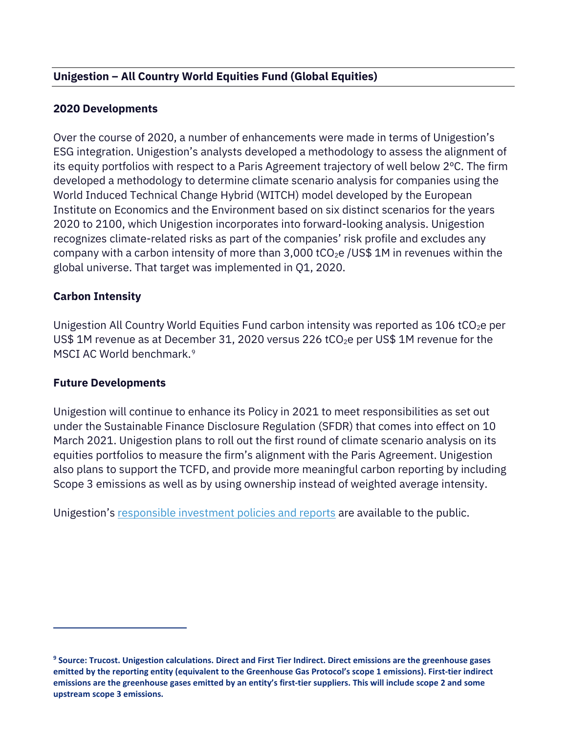## Unigestion – All Country World Equities Fund (Global Equities)

### 2020 Developments

Over the course of 2020, a number of enhancements were made in terms of Unigestion's ESG integration. Unigestion's analysts developed a methodology to assess the alignment of its equity portfolios with respect to a Paris Agreement trajectory of well below 2ºC. The firm developed a methodology to determine climate scenario analysis for companies using the World Induced Technical Change Hybrid (WITCH) model developed by the European Institute on Economics and the Environment based on six distinct scenarios for the years 2020 to 2100, which Unigestion incorporates into forward-looking analysis. Unigestion recognizes climate-related risks as part of the companies' risk profile and excludes any company with a carbon intensity of more than 3,000 $tCO_2e$ /US$ 1M in revenues within the global universe. That target was implemented in Q1, 2020.

### Carbon Intensity

Unigestion All Country World Equities Fund carbon intensity was reported as 106 $tCO_2e$ per US$ 1M revenue as at December 31, 2020 versus 226 $tCO_2e$ per US$ 1M revenue for the MSCI AC World benchmark.[9]

### Future Developments

Unigestion will continue to enhance its Policy in 2021 to meet responsibilities as set out under the Sustainable Finance Disclosure Regulation (SFDR) that comes into effect on 10 March 2021. Unigestion plans to roll out the first round of climate scenario analysis on its equities portfolios to measure the firm's alignment with the Paris Agreement. Unigestion also plans to support the TCFD, and provide more meaningful carbon reporting by including Scope 3 emissions as well as by using ownership instead of weighted average intensity.

Unigestion's responsible investment policies and reports are available to the public.

---

**[9] Source: Trucost. Unigestion calculations. Direct and First Tier Indirect. Direct emissions are the greenhouse gases emitted by the reporting entity (equivalent to the Greenhouse Gas Protocol's scope 1 emissions). First-tier indirect emissions are the greenhouse gases emitted by an entity's first-tier suppliers. This will include scope 2 and some upstream scope 3 emissions.**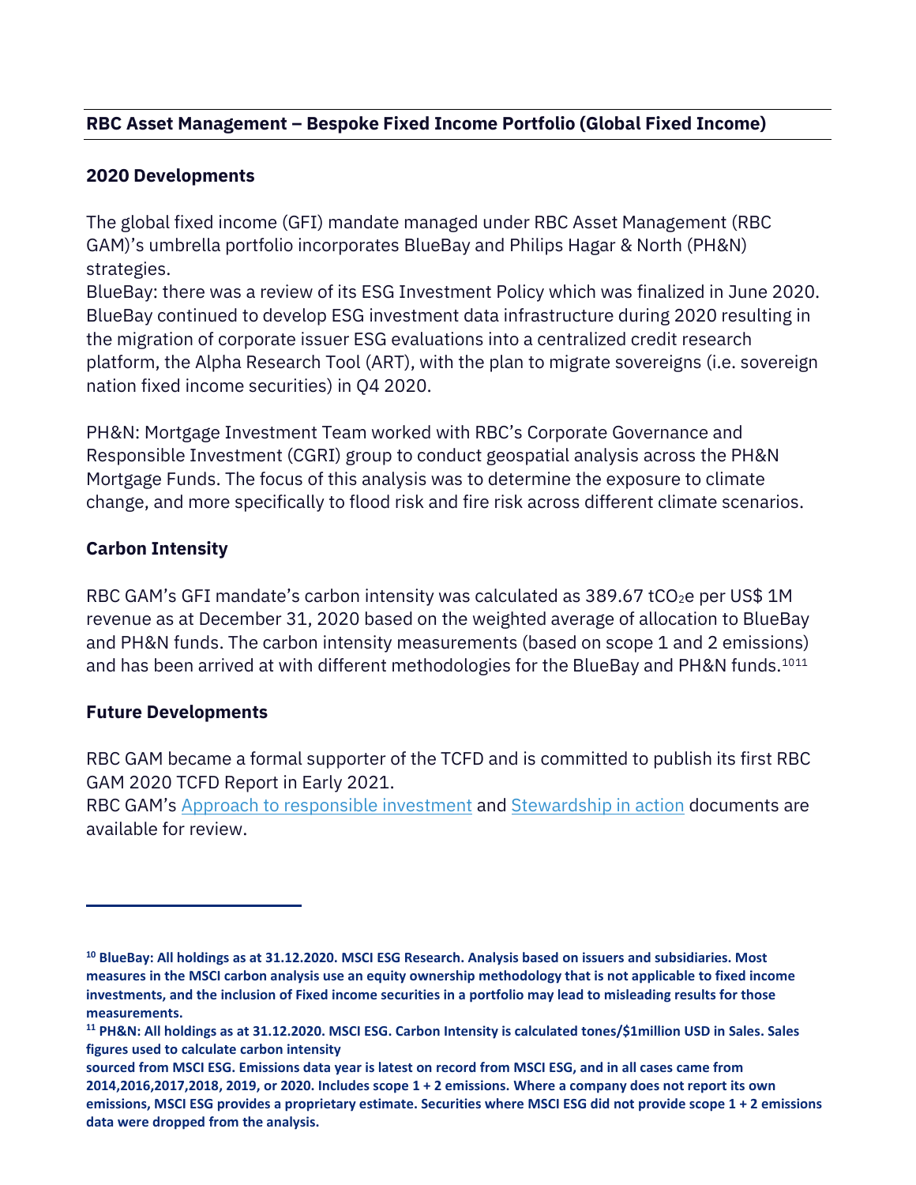## RBC Asset Management – Bespoke Fixed Income Portfolio (Global Fixed Income)

### 2020 Developments

The global fixed income (GFI) mandate managed under RBC Asset Management (RBC GAM)'s umbrella portfolio incorporates BlueBay and Philips Hagar & North (PH&N) strategies.
BlueBay: there was a review of its ESG Investment Policy which was finalized in June 2020. BlueBay continued to develop ESG investment data infrastructure during 2020 resulting in the migration of corporate issuer ESG evaluations into a centralized credit research platform, the Alpha Research Tool (ART), with the plan to migrate sovereigns (i.e. sovereign nation fixed income securities) in Q4 2020.

PH&N: Mortgage Investment Team worked with RBC's Corporate Governance and Responsible Investment (CGRI) group to conduct geospatial analysis across the PH&N Mortgage Funds. The focus of this analysis was to determine the exposure to climate change, and more specifically to flood risk and fire risk across different climate scenarios.

### Carbon Intensity

RBC GAM's GFI mandate's carbon intensity was calculated as 389.67 $tCO_2e$ per US$ 1M revenue as at December 31, 2020 based on the weighted average of allocation to BlueBay and PH&N funds. The carbon intensity measurements (based on scope 1 and 2 emissions) and has been arrived at with different methodologies for the BlueBay and PH&N funds.[10][11]

### Future Developments

RBC GAM became a formal supporter of the TCFD and is committed to publish its first RBC GAM 2020 TCFD Report in Early 2021.
RBC GAM's Approach to responsible investment and Stewardship in action documents are available for review.

---

**[10] BlueBay: All holdings as at 31.12.2020. MSCI ESG Research. Analysis based on issuers and subsidiaries. Most measures in the MSCI carbon analysis use an equity ownership methodology that is not applicable to fixed income investments, and the inclusion of Fixed income securities in a portfolio may lead to misleading results for those measurements.**

**[11] PH&N: All holdings as at 31.12.2020. MSCI ESG. Carbon Intensity is calculated tones/$1million USD in Sales. Sales figures used to calculate carbon intensity sourced from MSCI ESG. Emissions data year is latest on record from MSCI ESG, and in all cases came from 2014,2016,2017,2018, 2019, or 2020. Includes scope 1 + 2 emissions. Where a company does not report its own emissions, MSCI ESG provides a proprietary estimate. Securities where MSCI ESG did not provide scope 1 + 2 emissions data were dropped from the analysis.**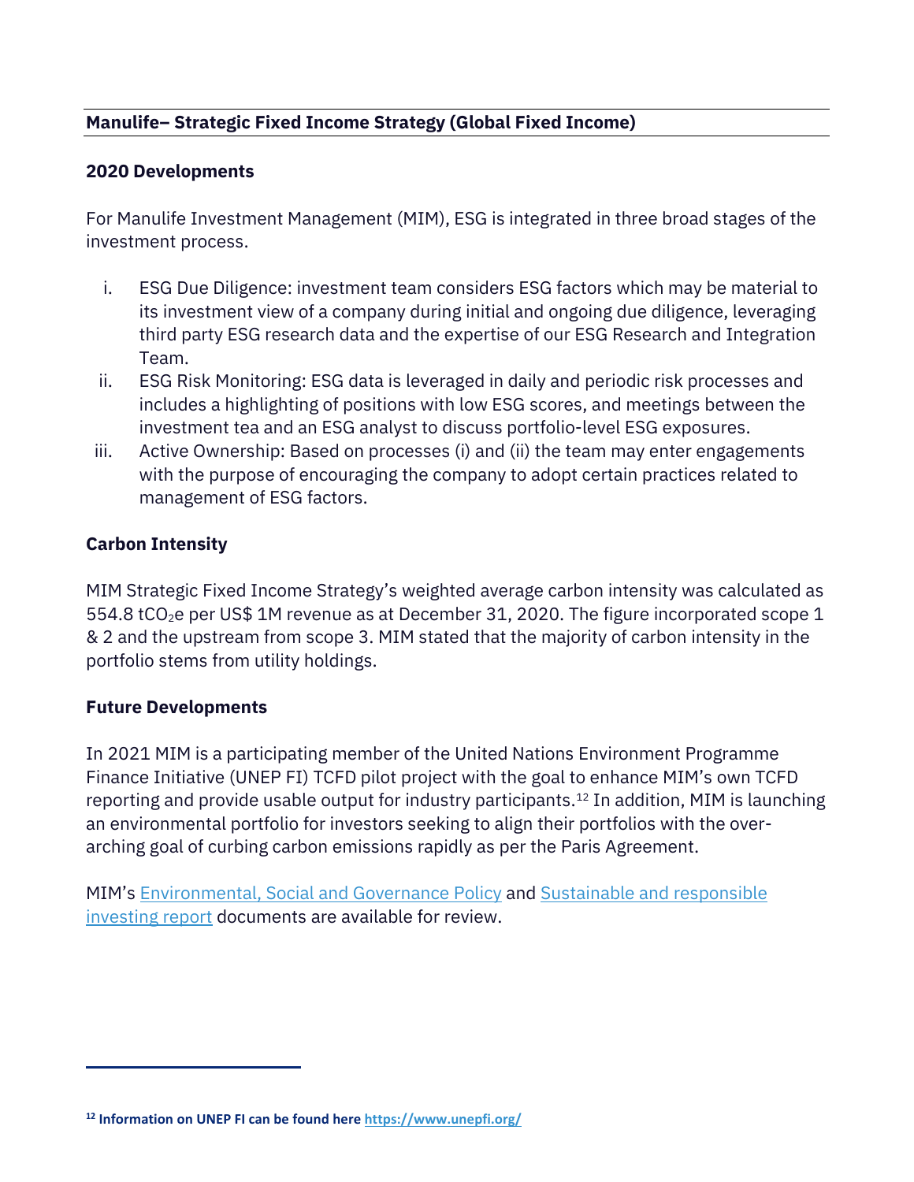## Manulife– Strategic Fixed Income Strategy (Global Fixed Income)

### 2020 Developments

For Manulife Investment Management (MIM), ESG is integrated in three broad stages of the investment process.

i. ESG Due Diligence: investment team considers ESG factors which may be material to its investment view of a company during initial and ongoing due diligence, leveraging third party ESG research data and the expertise of our ESG Research and Integration Team.
ii. ESG Risk Monitoring: ESG data is leveraged in daily and periodic risk processes and includes a highlighting of positions with low ESG scores, and meetings between the investment tea and an ESG analyst to discuss portfolio-level ESG exposures.
iii. Active Ownership: Based on processes (i) and (ii) the team may enter engagements with the purpose of encouraging the company to adopt certain practices related to management of ESG factors.

### Carbon Intensity

MIM Strategic Fixed Income Strategy's weighted average carbon intensity was calculated as 554.8 $tCO_2e$ per US$ 1M revenue as at December 31, 2020. The figure incorporated scope 1 & 2 and the upstream from scope 3. MIM stated that the majority of carbon intensity in the portfolio stems from utility holdings.

### Future Developments

In 2021 MIM is a participating member of the United Nations Environment Programme Finance Initiative (UNEP FI) TCFD pilot project with the goal to enhance MIM's own TCFD reporting and provide usable output for industry participants.[12] In addition, MIM is launching an environmental portfolio for investors seeking to align their portfolios with the over-arching goal of curbing carbon emissions rapidly as per the Paris Agreement.

MIM's Environmental, Social and Governance Policy and Sustainable and responsible investing report documents are available for review.

---

[12] **Information on UNEP FI can be found here https://www.unepfi.org/**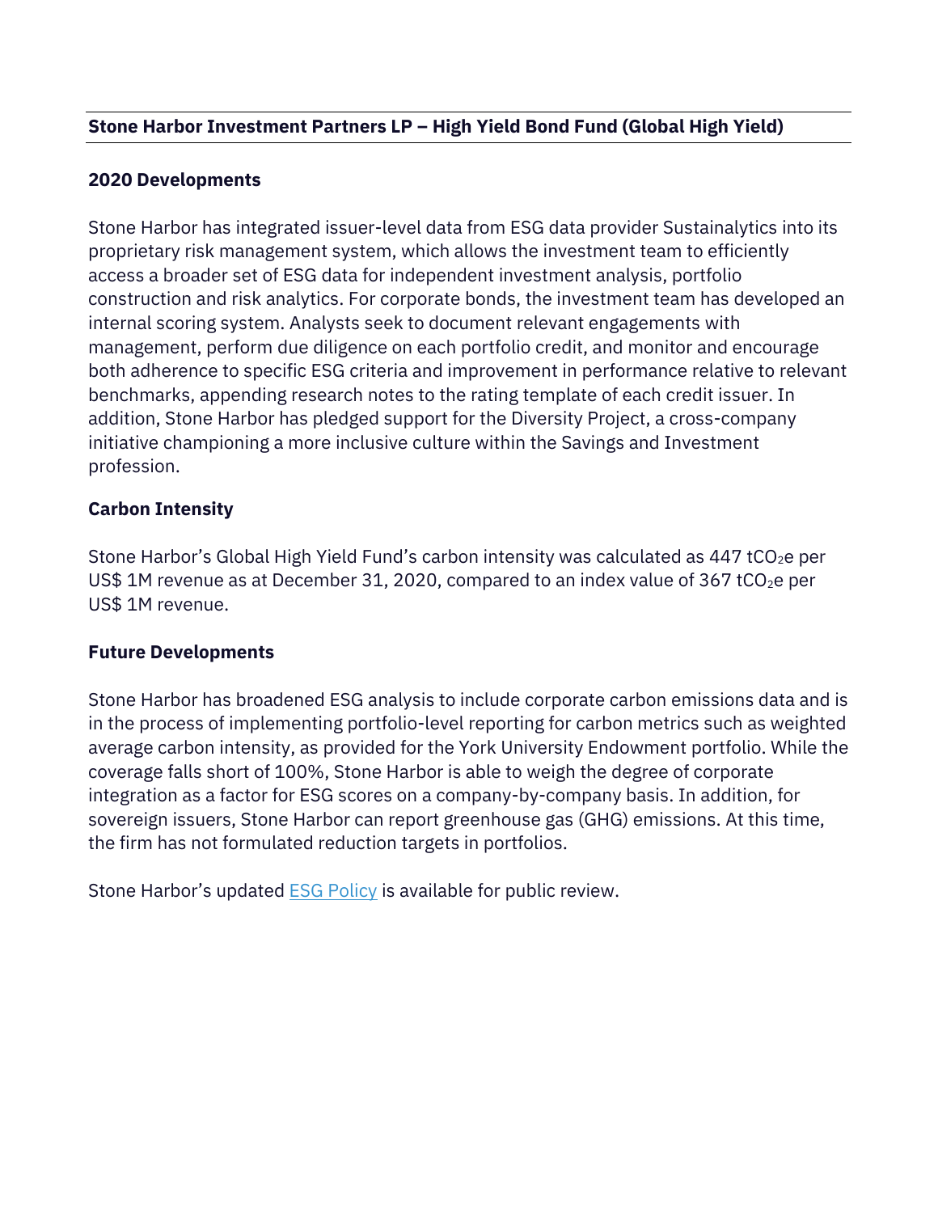**Stone Harbor Investment Partners LP – High Yield Bond Fund (Global High Yield)**

**2020 Developments**

Stone Harbor has integrated issuer-level data from ESG data provider Sustainalytics into its proprietary risk management system, which allows the investment team to efficiently access a broader set of ESG data for independent investment analysis, portfolio construction and risk analytics. For corporate bonds, the investment team has developed an internal scoring system. Analysts seek to document relevant engagements with management, perform due diligence on each portfolio credit, and monitor and encourage both adherence to specific ESG criteria and improvement in performance relative to relevant benchmarks, appending research notes to the rating template of each credit issuer. In addition, Stone Harbor has pledged support for the Diversity Project, a cross-company initiative championing a more inclusive culture within the Savings and Investment profession.

**Carbon Intensity**

Stone Harbor's Global High Yield Fund's carbon intensity was calculated as 447 $tCO_2e$ per US$ 1M revenue as at December 31, 2020, compared to an index value of 367 $tCO_2e$ per US$ 1M revenue.

**Future Developments**

Stone Harbor has broadened ESG analysis to include corporate carbon emissions data and is in the process of implementing portfolio-level reporting for carbon metrics such as weighted average carbon intensity, as provided for the York University Endowment portfolio. While the coverage falls short of 100%, Stone Harbor is able to weigh the degree of corporate integration as a factor for ESG scores on a company-by-company basis. In addition, for sovereign issuers, Stone Harbor can report greenhouse gas (GHG) emissions. At this time, the firm has not formulated reduction targets in portfolios.

Stone Harbor's updated ESG Policy is available for public review.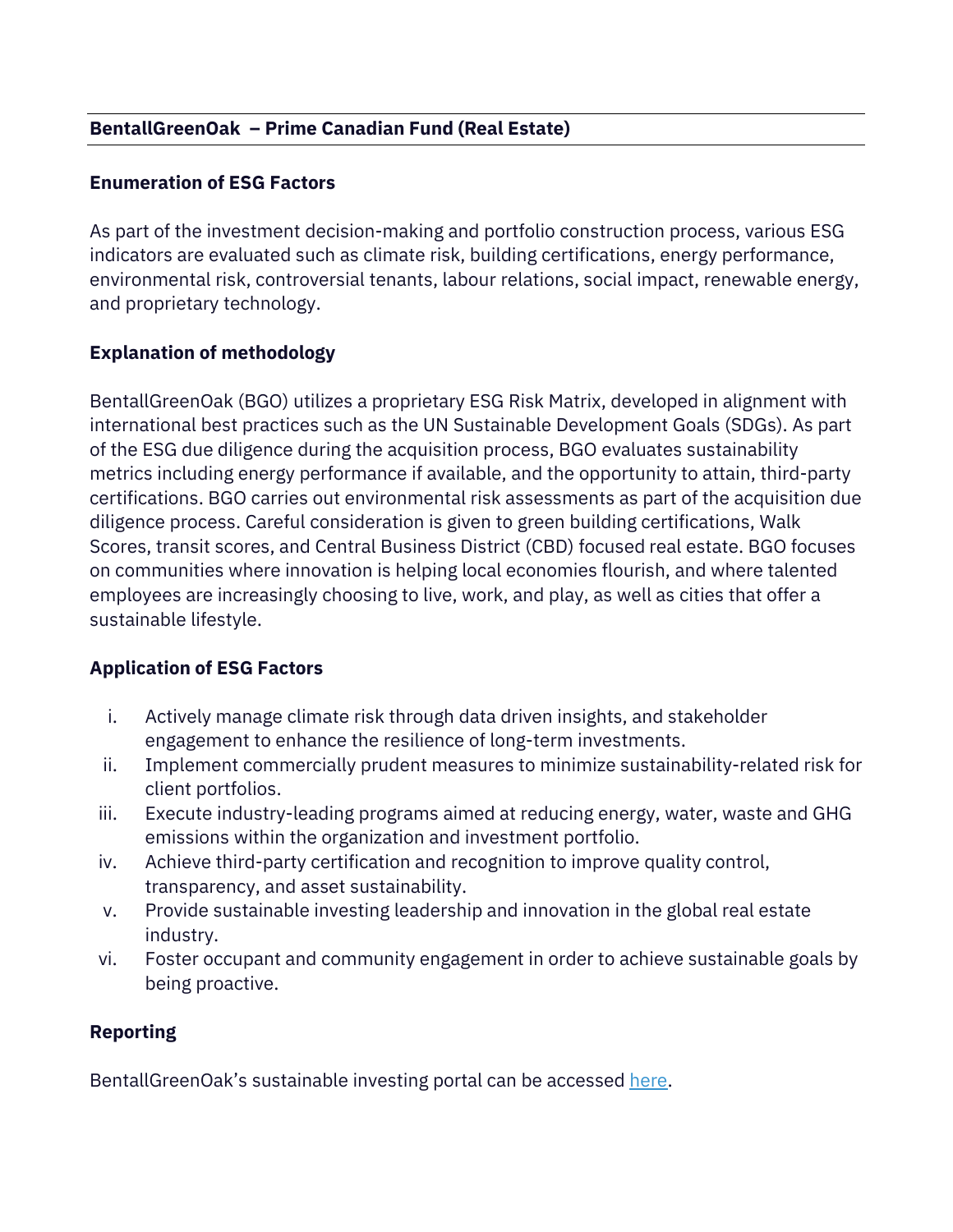**BentallGreenOak – Prime Canadian Fund (Real Estate)**

**Enumeration of ESG Factors**

As part of the investment decision-making and portfolio construction process, various ESG indicators are evaluated such as climate risk, building certifications, energy performance, environmental risk, controversial tenants, labour relations, social impact, renewable energy, and proprietary technology.

**Explanation of methodology**

BentallGreenOak (BGO) utilizes a proprietary ESG Risk Matrix, developed in alignment with international best practices such as the UN Sustainable Development Goals (SDGs). As part of the ESG due diligence during the acquisition process, BGO evaluates sustainability metrics including energy performance if available, and the opportunity to attain, third-party certifications. BGO carries out environmental risk assessments as part of the acquisition due diligence process. Careful consideration is given to green building certifications, Walk Scores, transit scores, and Central Business District (CBD) focused real estate. BGO focuses on communities where innovation is helping local economies flourish, and where talented employees are increasingly choosing to live, work, and play, as well as cities that offer a sustainable lifestyle.

**Application of ESG Factors**

i. Actively manage climate risk through data driven insights, and stakeholder engagement to enhance the resilience of long-term investments.
ii. Implement commercially prudent measures to minimize sustainability-related risk for client portfolios.
iii. Execute industry-leading programs aimed at reducing energy, water, waste and GHG emissions within the organization and investment portfolio.
iv. Achieve third-party certification and recognition to improve quality control, transparency, and asset sustainability.
v. Provide sustainable investing leadership and innovation in the global real estate industry.
vi. Foster occupant and community engagement in order to achieve sustainable goals by being proactive.

**Reporting**

BentallGreenOak's sustainable investing portal can be accessed here.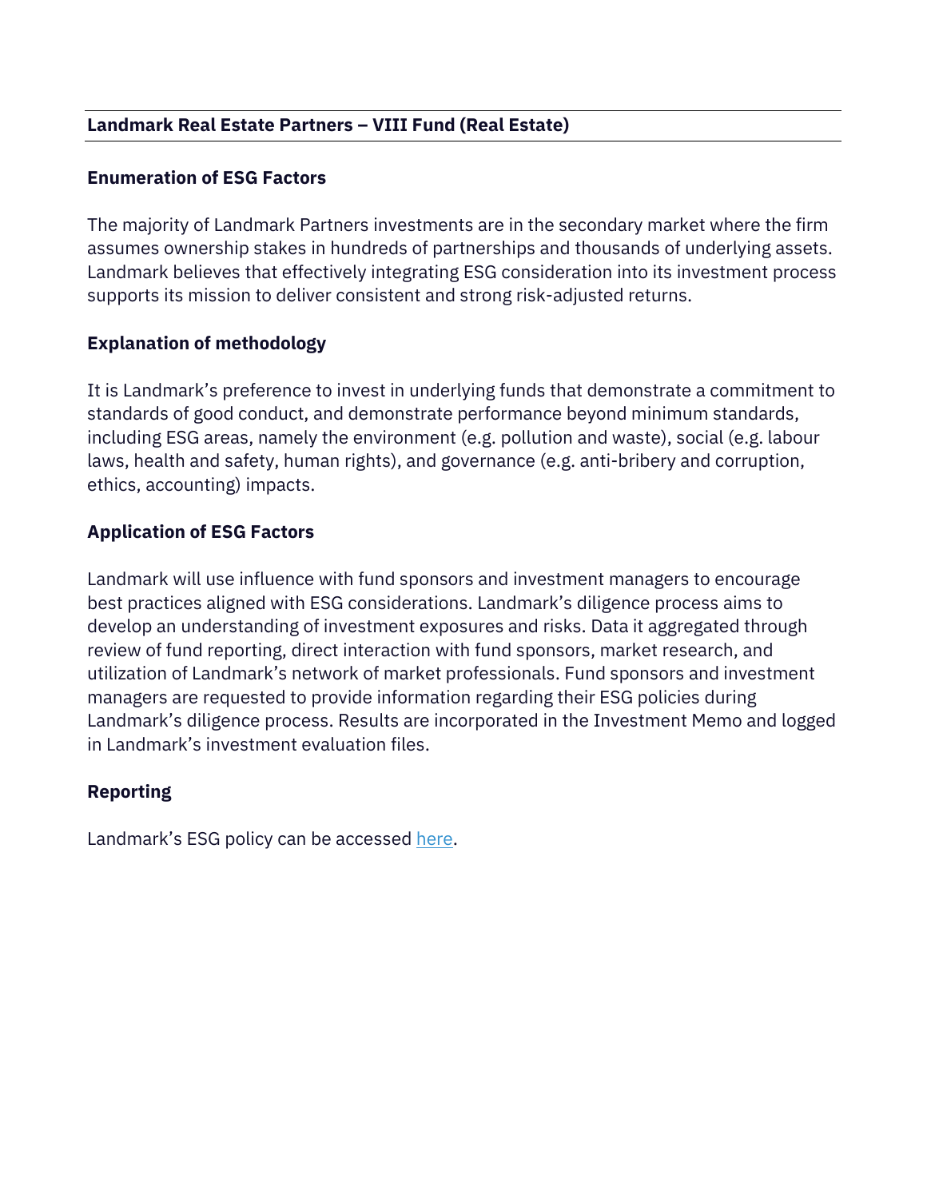**Landmark Real Estate Partners – VIII Fund (Real Estate)**

**Enumeration of ESG Factors**

The majority of Landmark Partners investments are in the secondary market where the firm assumes ownership stakes in hundreds of partnerships and thousands of underlying assets. Landmark believes that effectively integrating ESG consideration into its investment process supports its mission to deliver consistent and strong risk-adjusted returns.

**Explanation of methodology**

It is Landmark's preference to invest in underlying funds that demonstrate a commitment to standards of good conduct, and demonstrate performance beyond minimum standards, including ESG areas, namely the environment (e.g. pollution and waste), social (e.g. labour laws, health and safety, human rights), and governance (e.g. anti-bribery and corruption, ethics, accounting) impacts.

**Application of ESG Factors**

Landmark will use influence with fund sponsors and investment managers to encourage best practices aligned with ESG considerations. Landmark's diligence process aims to develop an understanding of investment exposures and risks. Data it aggregated through review of fund reporting, direct interaction with fund sponsors, market research, and utilization of Landmark's network of market professionals. Fund sponsors and investment managers are requested to provide information regarding their ESG policies during Landmark's diligence process. Results are incorporated in the Investment Memo and logged in Landmark's investment evaluation files.

**Reporting**

Landmark's ESG policy can be accessed here.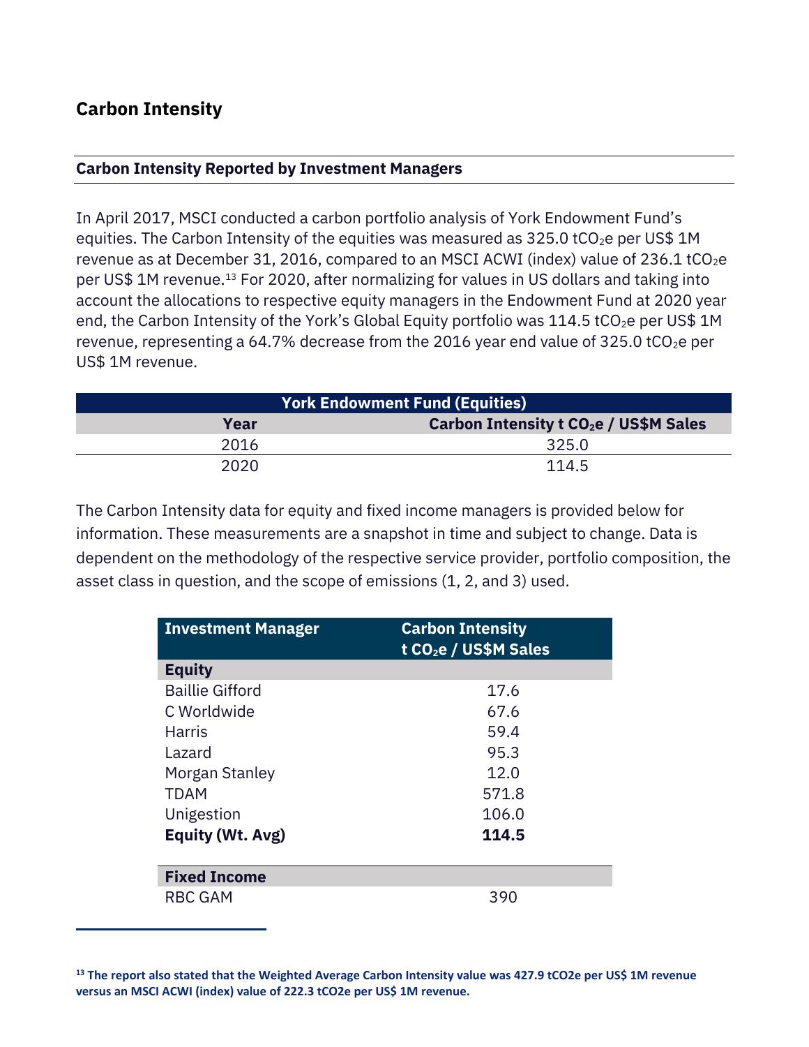## Carbon Intensity

### Carbon Intensity Reported by Investment Managers

In April 2017, MSCI conducted a carbon portfolio analysis of York Endowment Fund's equities. The Carbon Intensity of the equities was measured as 325.0 t$CO_2$e per US$ 1M revenue as at December 31, 2016, compared to an MSCI ACWI (index) value of 236.1 t$CO_2$e per US$ 1M revenue.[13] For 2020, after normalizing for values in US dollars and taking into account the allocations to respective equity managers in the Endowment Fund at 2020 year end, the Carbon Intensity of the York's Global Equity portfolio was 114.5 t$CO_2$e per US$ 1M revenue, representing a 64.7% decrease from the 2016 year end value of 325.0 t$CO_2$e per US$ 1M revenue.

| York Endowment Fund (Equities) | |
|---|---|
| **Year** | **Carbon Intensity t $CO_2$e / US$M Sales** |
| 2016 | 325.0 |
| 2020 | 114.5 |

The Carbon Intensity data for equity and fixed income managers is provided below for information. These measurements are a snapshot in time and subject to change. Data is dependent on the methodology of the respective service provider, portfolio composition, the asset class in question, and the scope of emissions (1, 2, and 3) used.

| Investment Manager | Carbon Intensity t $CO_2$e / US$M Sales |
|---|---|
| **Equity** | |
| Baillie Gifford | 17.6 |
| C Worldwide | 67.6 |
| Harris | 59.4 |
| Lazard | 95.3 |
| Morgan Stanley | 12.0 |
| TDAM | 571.8 |
| Unigestion | 106.0 |
| **Equity (Wt. Avg)** | **114.5** |
| **Fixed Income** | |
| RBC GAM | 390 |

[13] **The report also stated that the Weighted Average Carbon Intensity value was 427.9 tCO2e per US$ 1M revenue versus an MSCI ACWI (index) value of 222.3 tCO2e per US$ 1M revenue.**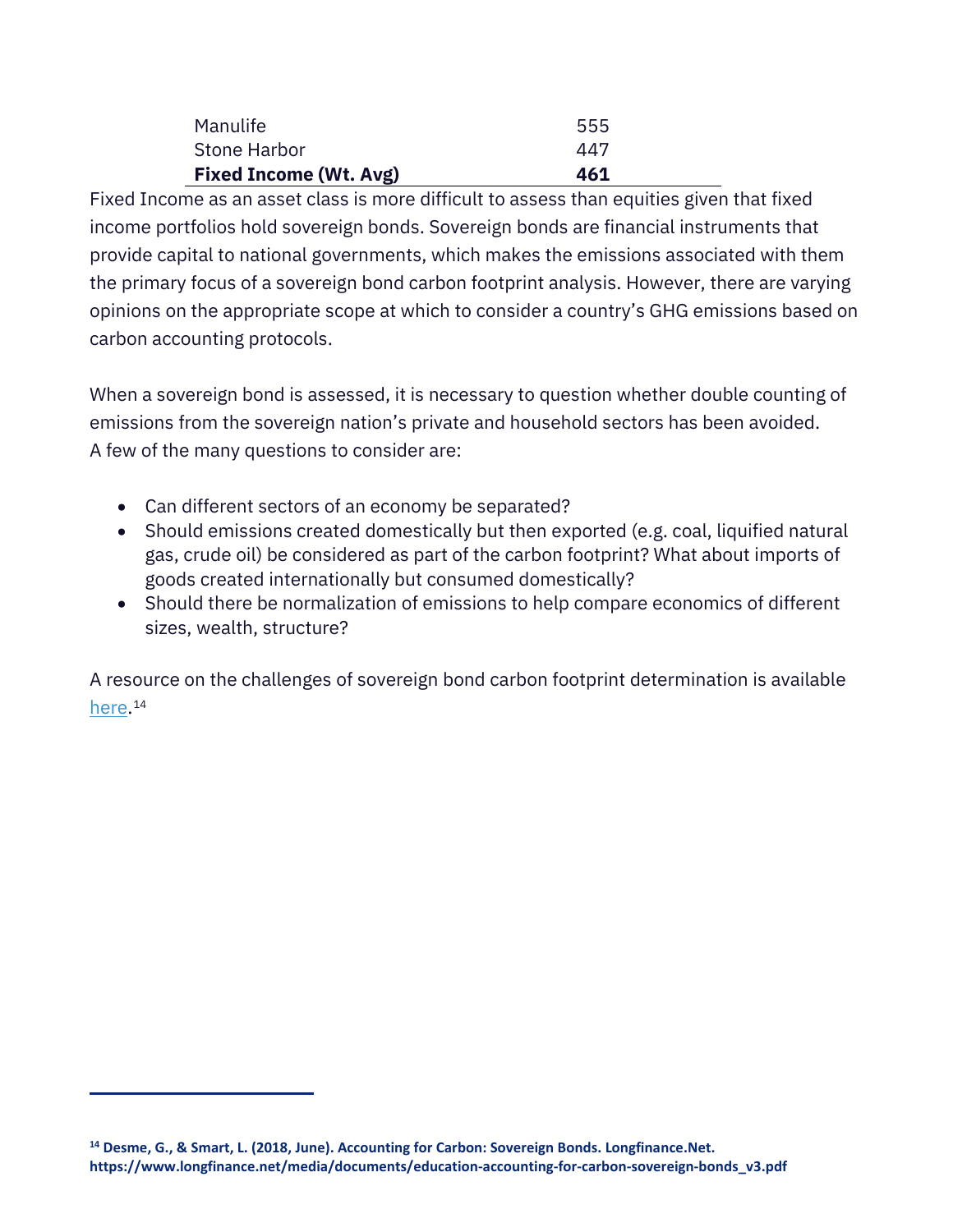| | |
|---|---|
| Manulife | 555 |
| Stone Harbor | 447 |
| **Fixed Income (Wt. Avg)** | **461** |

Fixed Income as an asset class is more difficult to assess than equities given that fixed income portfolios hold sovereign bonds. Sovereign bonds are financial instruments that provide capital to national governments, which makes the emissions associated with them the primary focus of a sovereign bond carbon footprint analysis. However, there are varying opinions on the appropriate scope at which to consider a country's GHG emissions based on carbon accounting protocols.

When a sovereign bond is assessed, it is necessary to question whether double counting of emissions from the sovereign nation's private and household sectors has been avoided. A few of the many questions to consider are:

- Can different sectors of an economy be separated?
- Should emissions created domestically but then exported (e.g. coal, liquified natural gas, crude oil) be considered as part of the carbon footprint? What about imports of goods created internationally but consumed domestically?
- Should there be normalization of emissions to help compare economics of different sizes, wealth, structure?

A resource on the challenges of sovereign bond carbon footprint determination is available here.[14]

---

**[14] Desme, G., & Smart, L. (2018, June). Accounting for Carbon: Sovereign Bonds. Longfinance.Net. https://www.longfinance.net/media/documents/education-accounting-for-carbon-sovereign-bonds_v3.pdf**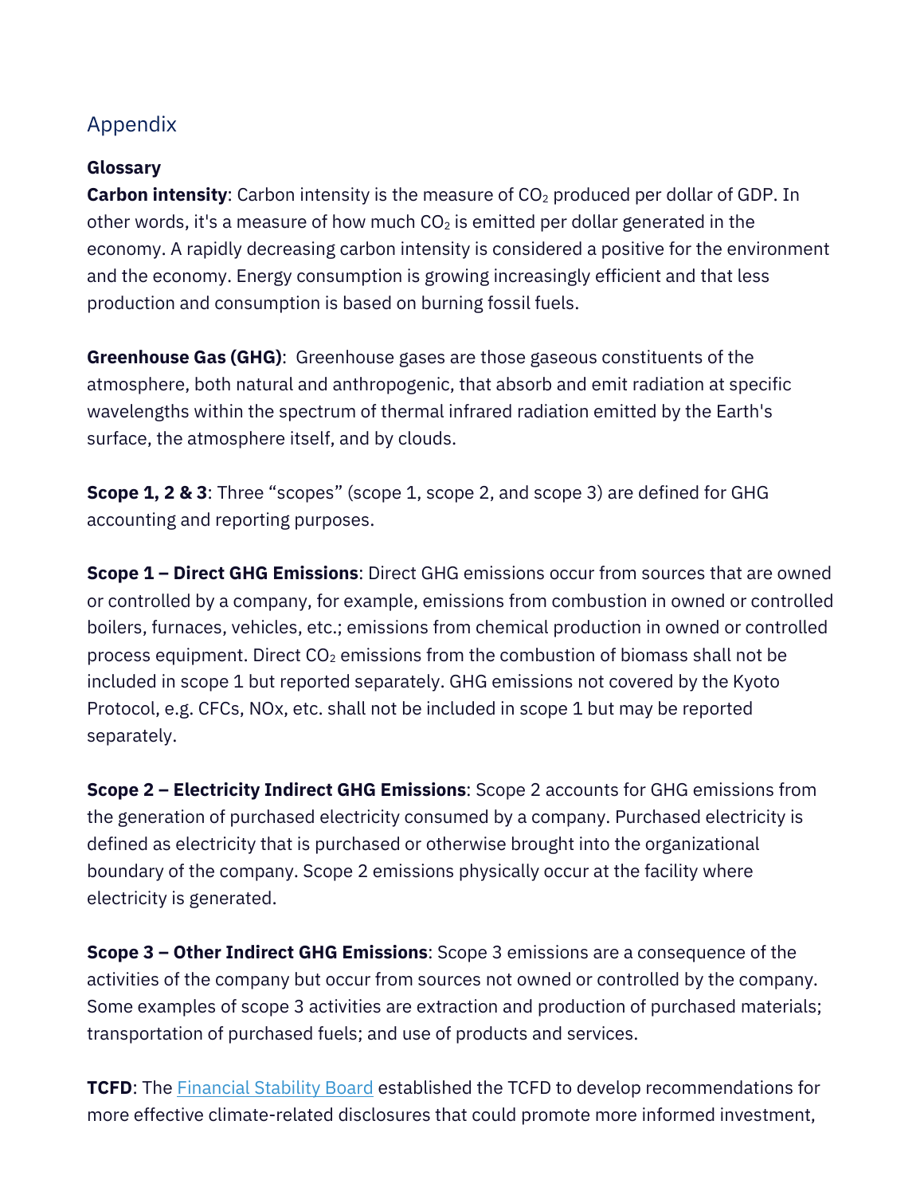## Appendix

**Glossary**

**Carbon intensity**: Carbon intensity is the measure of $CO_2$ produced per dollar of GDP. In other words, it's a measure of how much $CO_2$ is emitted per dollar generated in the economy. A rapidly decreasing carbon intensity is considered a positive for the environment and the economy. Energy consumption is growing increasingly efficient and that less production and consumption is based on burning fossil fuels.

**Greenhouse Gas (GHG)**: Greenhouse gases are those gaseous constituents of the atmosphere, both natural and anthropogenic, that absorb and emit radiation at specific wavelengths within the spectrum of thermal infrared radiation emitted by the Earth's surface, the atmosphere itself, and by clouds.

**Scope 1, 2 & 3**: Three "scopes" (scope 1, scope 2, and scope 3) are defined for GHG accounting and reporting purposes.

**Scope 1 – Direct GHG Emissions**: Direct GHG emissions occur from sources that are owned or controlled by a company, for example, emissions from combustion in owned or controlled boilers, furnaces, vehicles, etc.; emissions from chemical production in owned or controlled process equipment. Direct $CO_2$ emissions from the combustion of biomass shall not be included in scope 1 but reported separately. GHG emissions not covered by the Kyoto Protocol, e.g. CFCs, NOx, etc. shall not be included in scope 1 but may be reported separately.

**Scope 2 – Electricity Indirect GHG Emissions**: Scope 2 accounts for GHG emissions from the generation of purchased electricity consumed by a company. Purchased electricity is defined as electricity that is purchased or otherwise brought into the organizational boundary of the company. Scope 2 emissions physically occur at the facility where electricity is generated.

**Scope 3 – Other Indirect GHG Emissions**: Scope 3 emissions are a consequence of the activities of the company but occur from sources not owned or controlled by the company. Some examples of scope 3 activities are extraction and production of purchased materials; transportation of purchased fuels; and use of products and services.

**TCFD**: The Financial Stability Board established the TCFD to develop recommendations for more effective climate-related disclosures that could promote more informed investment,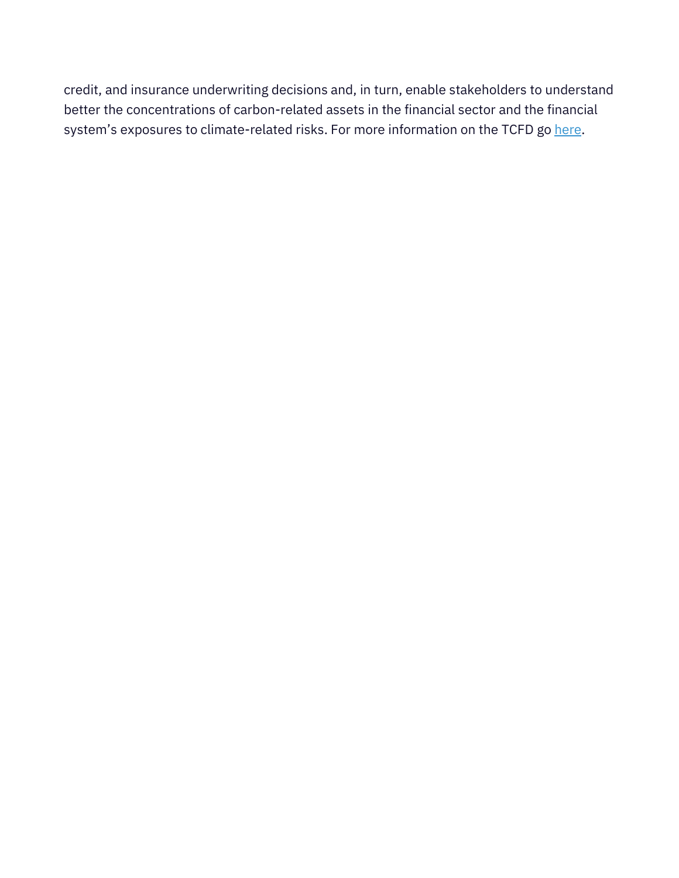credit, and insurance underwriting decisions and, in turn, enable stakeholders to understand better the concentrations of carbon-related assets in the financial sector and the financial system's exposures to climate-related risks. For more information on the TCFD go here.